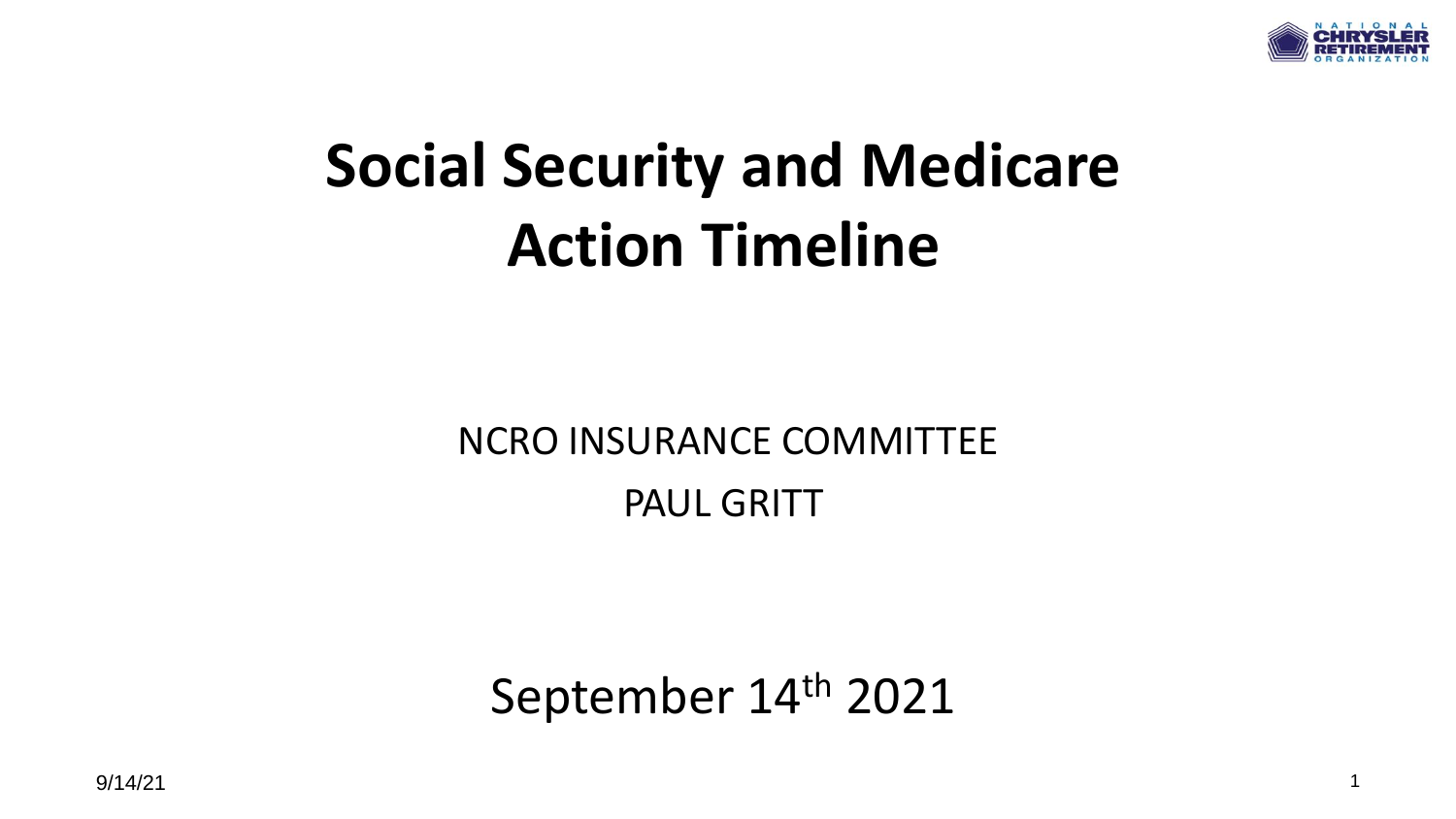# Social Security and Medicare Action Timeline

NCRO INSURANCE COMMITTEE

PAUL GRITT

September 14th 2021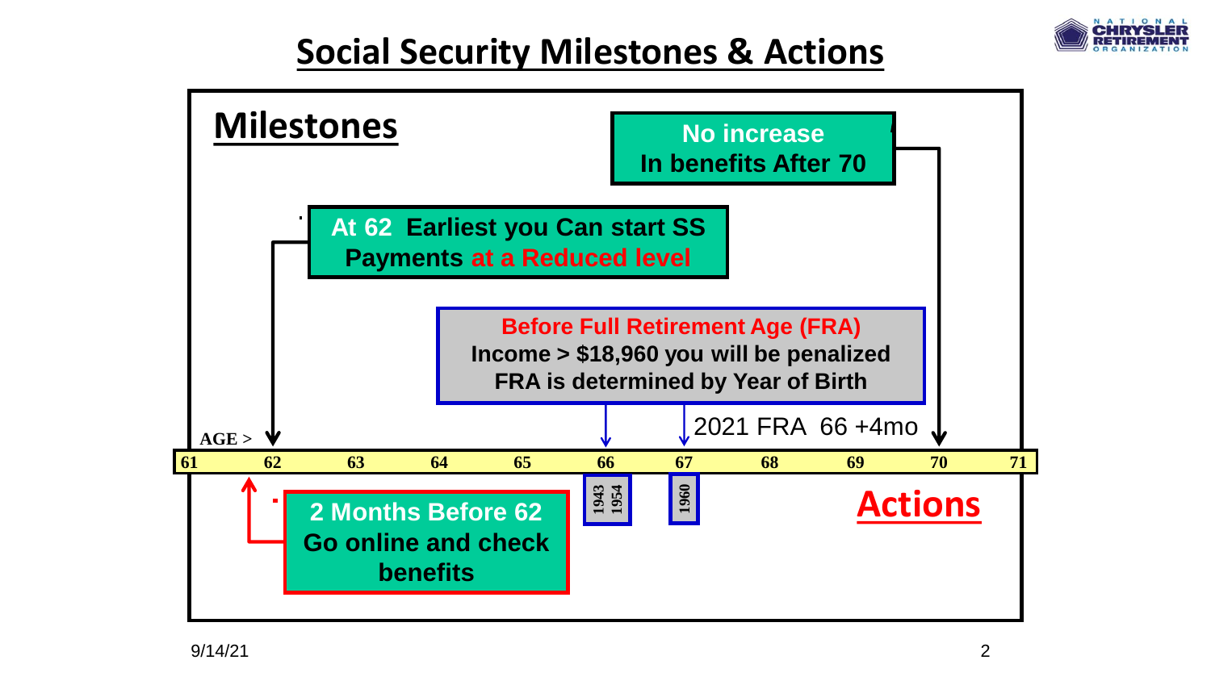# Social Security Milestones & Actions

## Milestones

**No increase In benefits After 70**

**At 62 Earliest you Can start SS Payments at a Reduced level**

**Before Full Retirement Age (FRA)**
**Income > $18,960 you will be penalized**
**FRA is determined by Year of Birth**

2021 FRA 66 +4mo

AGE > 61 62 63 64 65 66 67 68 69 70 71

1943 1954 (at 66)

1960 (at 67)

## Actions

**2 Months Before 62 Go online and check benefits**

9/14/21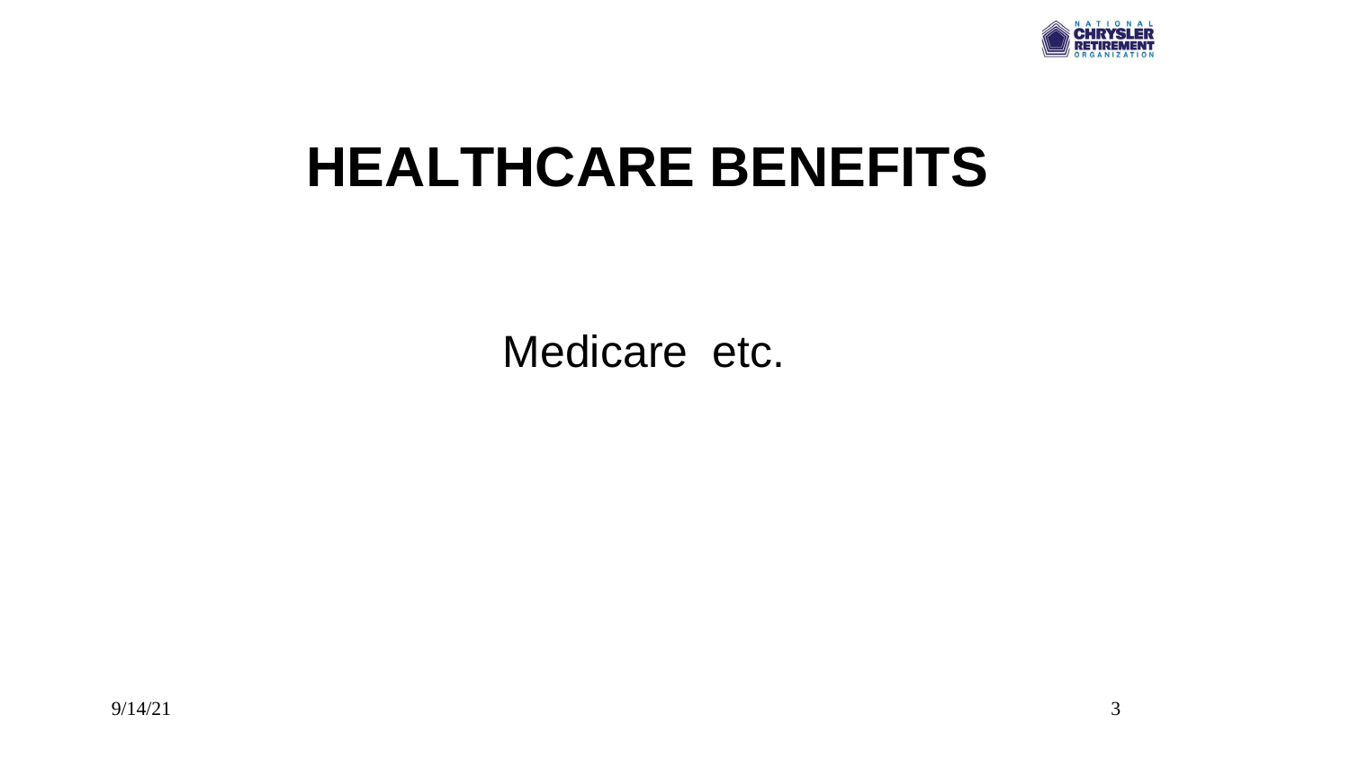# HEALTHCARE BENEFITS

Medicare etc.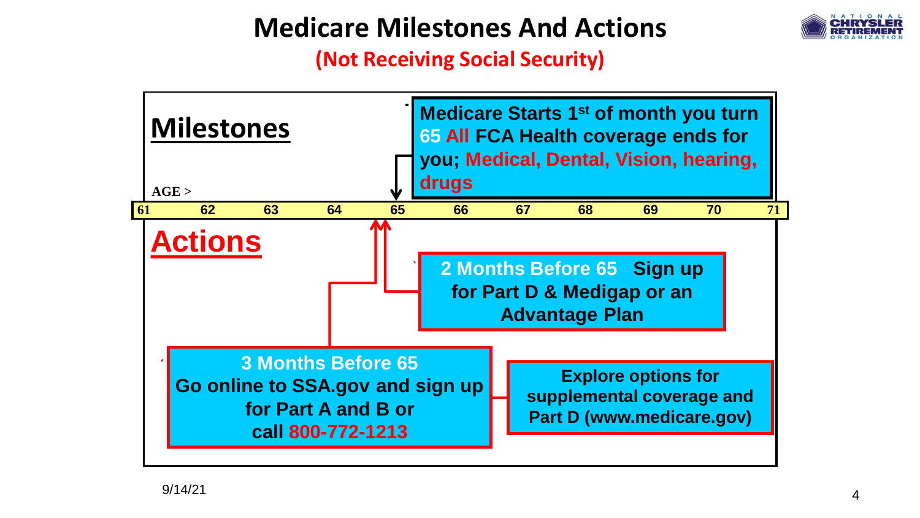# Medicare Milestones And Actions

## (Not Receiving Social Security)

## Milestones

**Medicare Starts 1st of month you turn 65 All FCA Health coverage ends for you; Medical, Dental, Vision, hearing, drugs**

AGE >

| 61 | 62 | 63 | 64 | 65 | 66 | 67 | 68 | 69 | 70 | 71 |
|---|---|---|---|---|---|---|---|---|---|---|

## Actions

**2 Months Before 65 Sign up for Part D & Medigap or an Advantage Plan**

**3 Months Before 65**
**Go online to SSA.gov and sign up for Part A and B or call 800-772-1213**

**Explore options for supplemental coverage and Part D (www.medicare.gov)**

9/14/21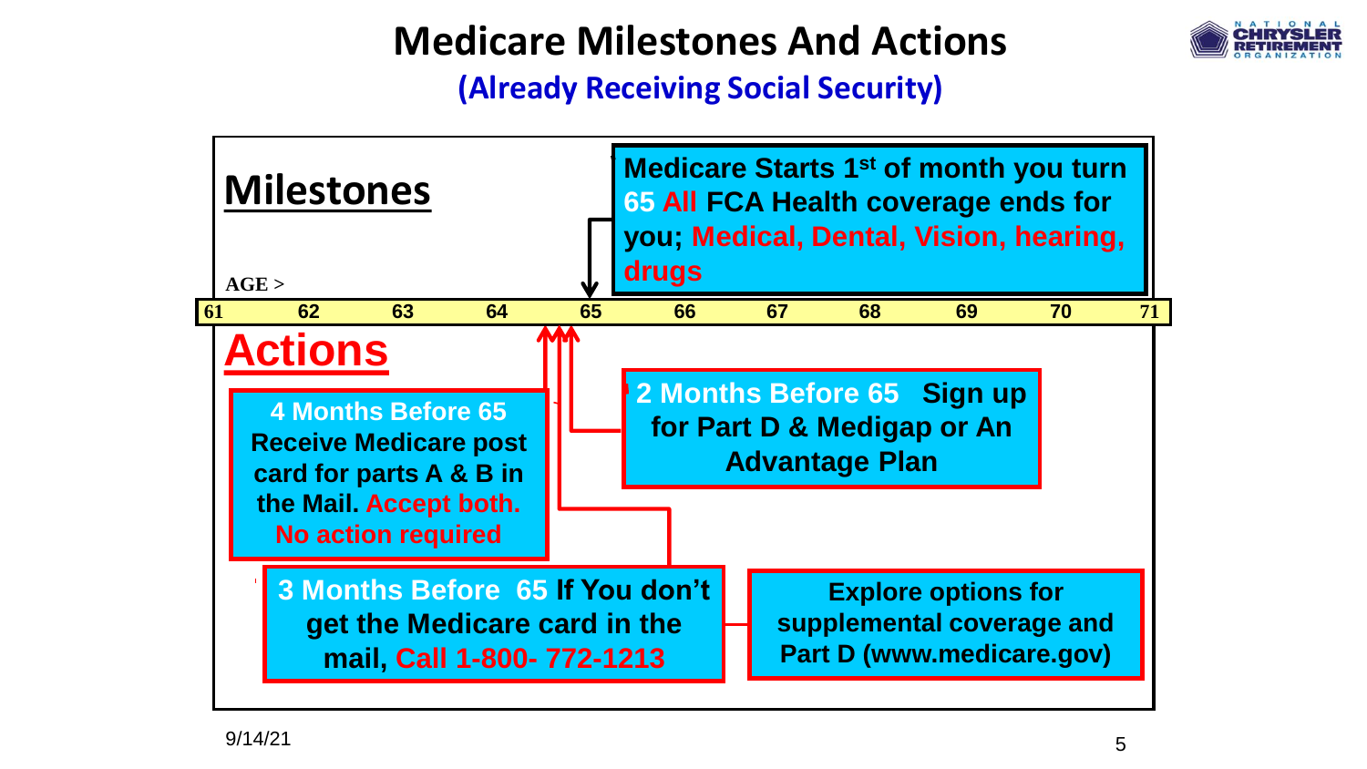# Medicare Milestones And Actions

## (Already Receiving Social Security)

## Milestones

AGE >

| 61 | 62 | 63 | 64 | 65 | 66 | 67 | 68 | 69 | 70 | 71 |
|---|---|---|---|---|---|---|---|---|---|---|

**Medicare Starts 1st of month you turn 65 All FCA Health coverage ends for you; Medical, Dental, Vision, hearing, drugs**

## Actions

**4 Months Before 65** Receive Medicare post card for parts A & B in the Mail. **Accept both. No action required**

**3 Months Before 65** If You don't get the Medicare card in the mail, **Call 1-800- 772-1213**

**2 Months Before 65** Sign up for Part D & Medigap or An Advantage Plan

**Explore options for supplemental coverage and Part D (www.medicare.gov)**

9/14/21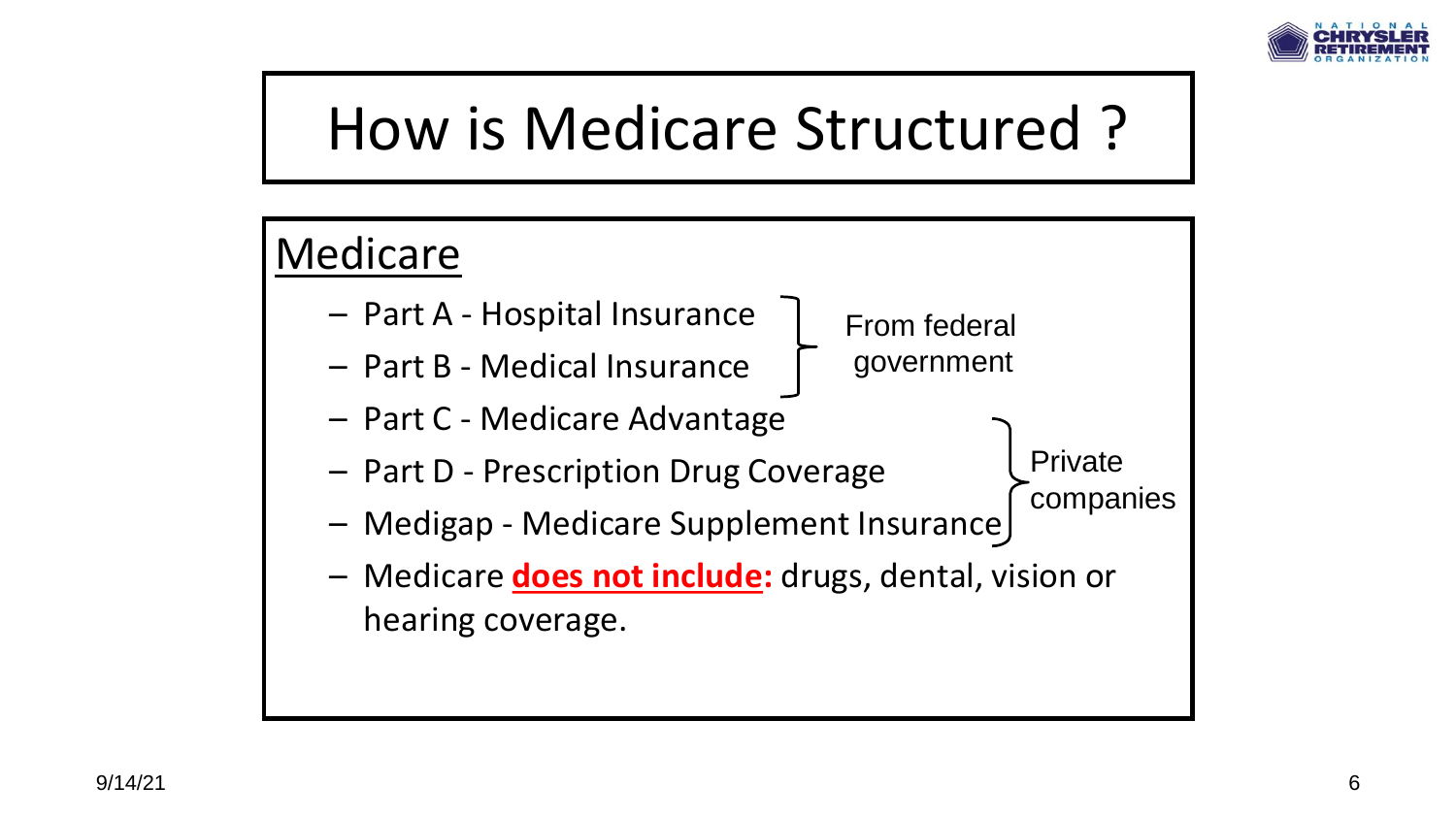# How is Medicare Structured ?

## Medicare

- Part A - Hospital Insurance
- Part B - Medical Insurance

From federal government

- Part C - Medicare Advantage
- Part D - Prescription Drug Coverage
- Medigap - Medicare Supplement Insurance

Private companies

- Medicare **does not include:** drugs, dental, vision or hearing coverage.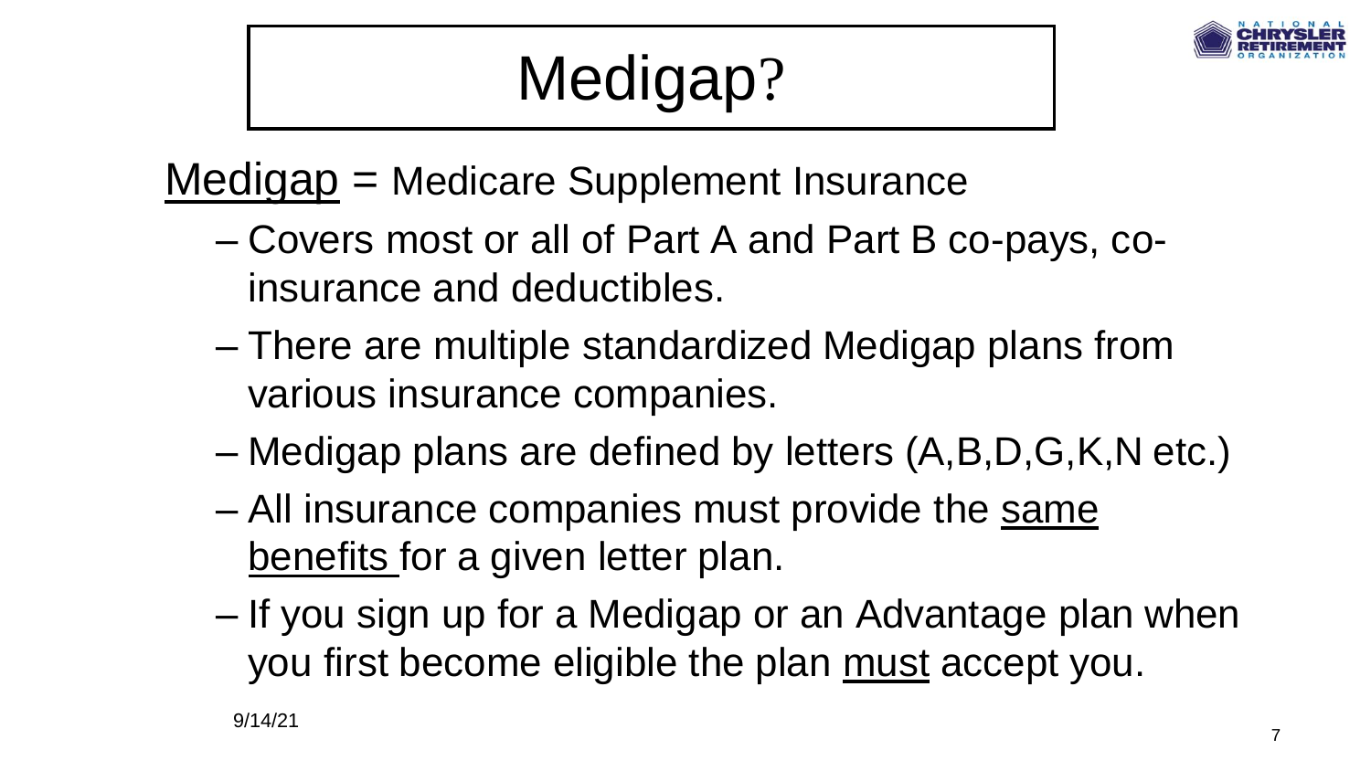# Medigap?

<u>Medigap</u> = Medicare Supplement Insurance

- Covers most or all of Part A and Part B co-pays, co-insurance and deductibles.
- There are multiple standardized Medigap plans from various insurance companies.
- Medigap plans are defined by letters (A,B,D,G,K,N etc.)
- All insurance companies must provide the <u>same benefits</u> for a given letter plan.
- If you sign up for a Medigap or an Advantage plan when you first become eligible the plan <u>must</u> accept you.

9/14/21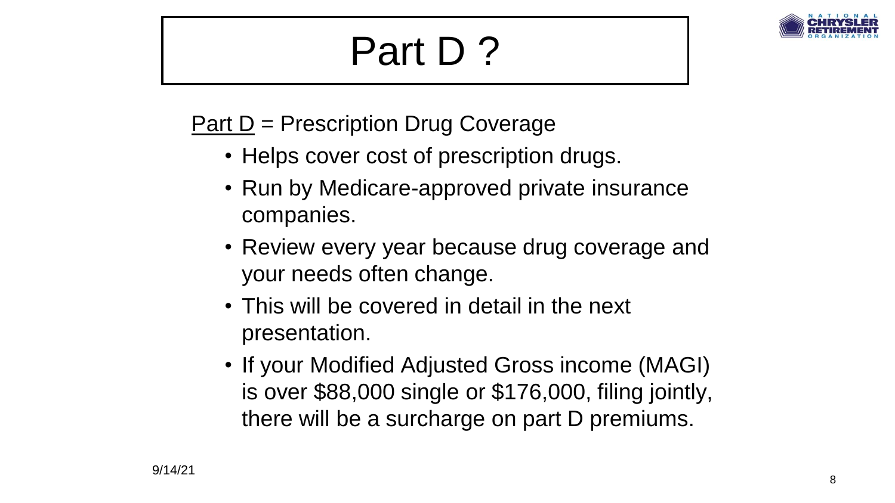# Part D ?

<u>Part D</u> = Prescription Drug Coverage

- Helps cover cost of prescription drugs.
- Run by Medicare-approved private insurance companies.
- Review every year because drug coverage and your needs often change.
- This will be covered in detail in the next presentation.
- If your Modified Adjusted Gross income (MAGI) is over $88,000 single or $176,000, filing jointly, there will be a surcharge on part D premiums.

9/14/21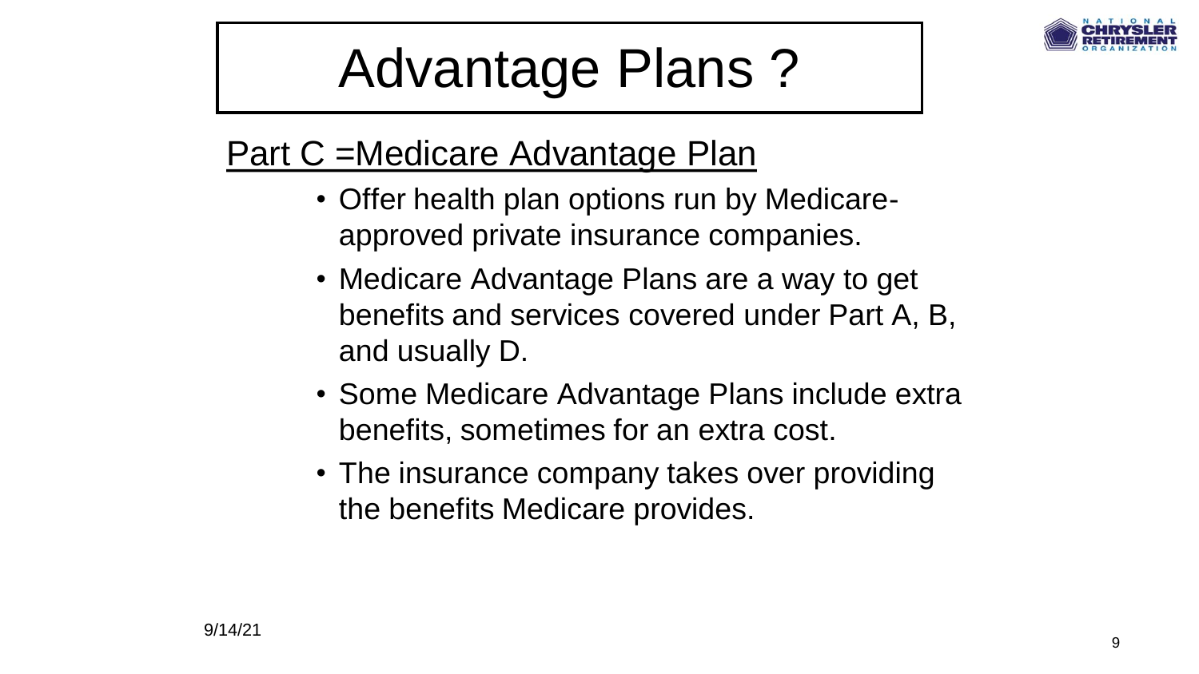# Advantage Plans ?

## Part C =Medicare Advantage Plan

- Offer health plan options run by Medicare-approved private insurance companies.
- Medicare Advantage Plans are a way to get benefits and services covered under Part A, B, and usually D.
- Some Medicare Advantage Plans include extra benefits, sometimes for an extra cost.
- The insurance company takes over providing the benefits Medicare provides.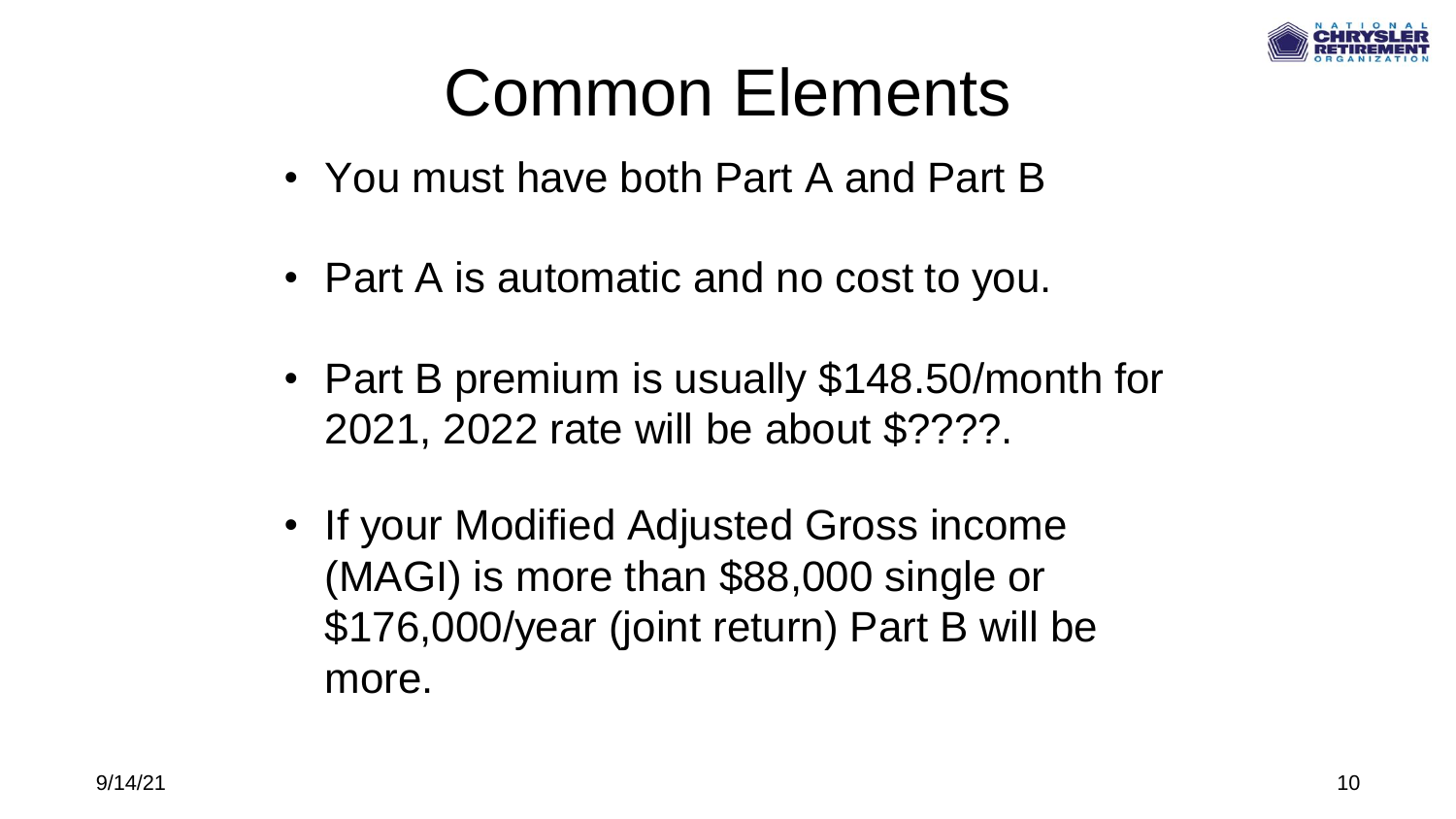# Common Elements

- You must have both Part A and Part B
- Part A is automatic and no cost to you.
- Part B premium is usually $148.50/month for 2021, 2022 rate will be about $????.
- If your Modified Adjusted Gross income (MAGI) is more than $88,000 single or $176,000/year (joint return) Part B will be more.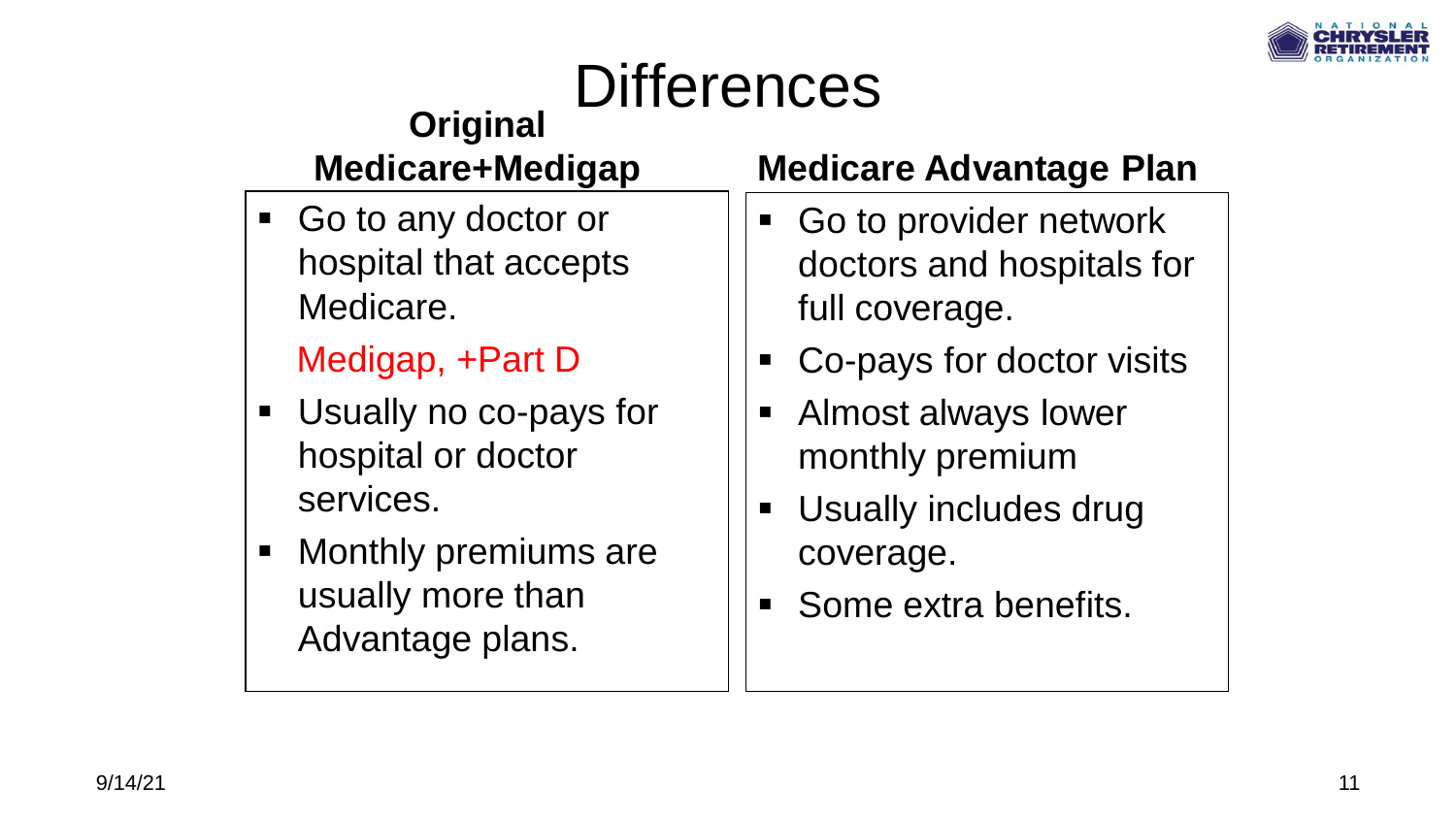# Differences

## Original Medicare+Medigap

- Go to any doctor or hospital that accepts Medicare.

  Medigap, +Part D

- Usually no co-pays for hospital or doctor services.
- Monthly premiums are usually more than Advantage plans.

## Medicare Advantage Plan

- Go to provider network doctors and hospitals for full coverage.
- Co-pays for doctor visits
- Almost always lower monthly premium
- Usually includes drug coverage.
- Some extra benefits.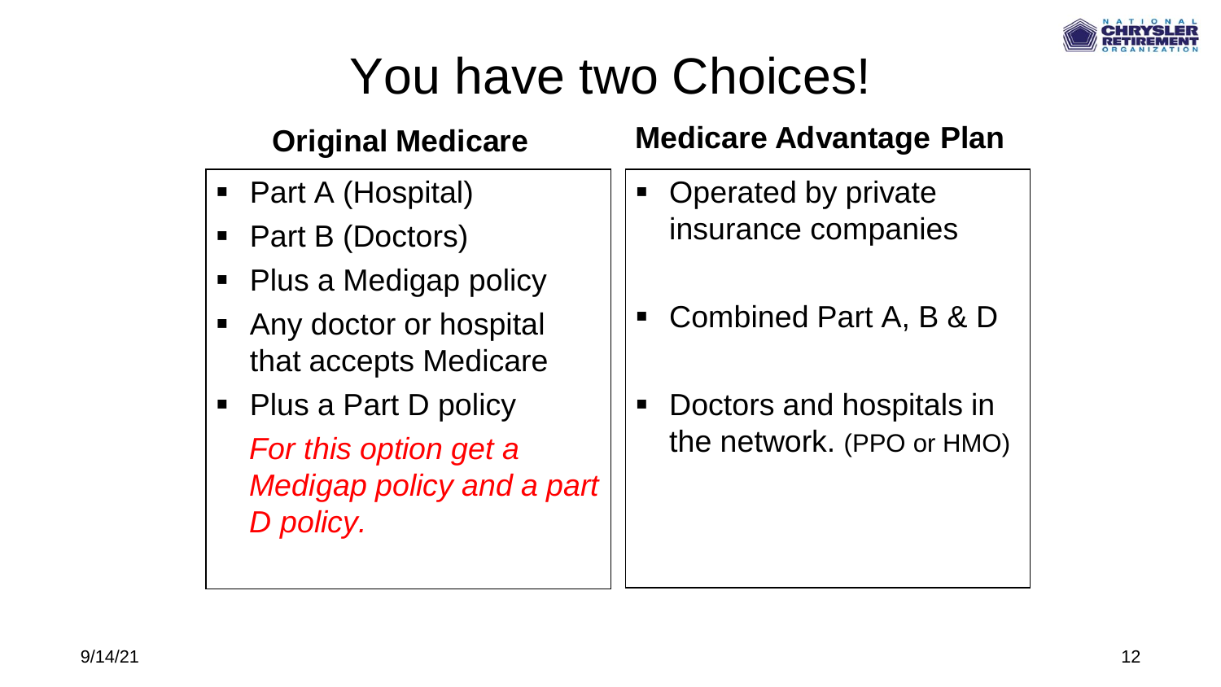# You have two Choices!

## Original Medicare

- Part A (Hospital)
- Part B (Doctors)
- Plus a Medigap policy
- Any doctor or hospital that accepts Medicare
- Plus a Part D policy

*For this option get a Medigap policy and a part D policy.*

## Medicare Advantage Plan

- Operated by private insurance companies
- Combined Part A, B & D
- Doctors and hospitals in the network. (PPO or HMO)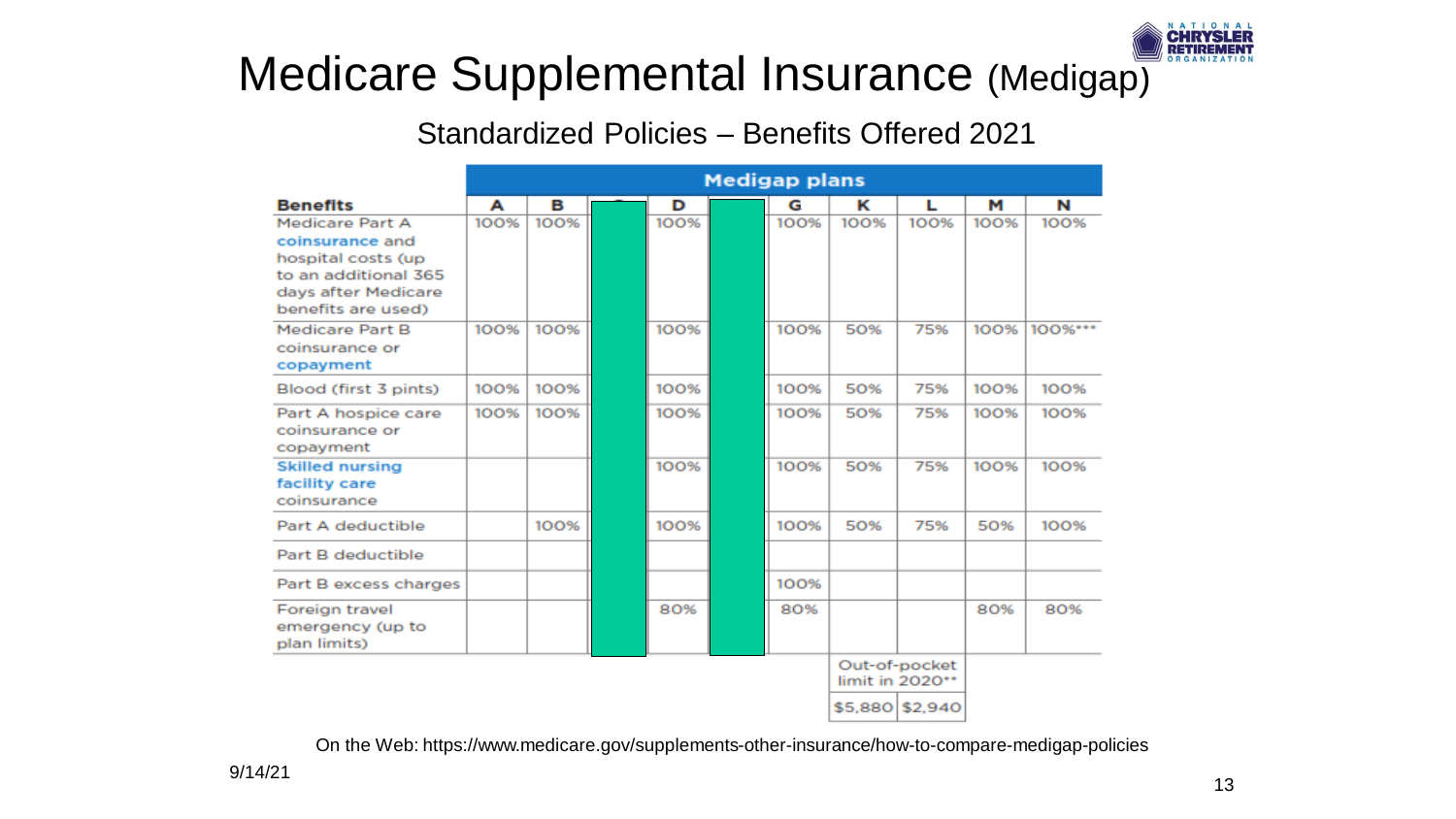# Medicare Supplemental Insurance (Medigap)

## Standardized Policies – Benefits Offered 2021

| | **Medigap plans** | | | | | | | | | |
|---|---|---|---|---|---|---|---|---|---|---|
| **Benefits** | **A** | **B** | | **D** | | **G** | **K** | **L** | **M** | **N** |
| Medicare Part A coinsurance and hospital costs (up to an additional 365 days after Medicare benefits are used) | 100% | 100% | | 100% | | 100% | 100% | 100% | 100% | 100% |
| Medicare Part B coinsurance or copayment | 100% | 100% | | 100% | | 100% | 50% | 75% | 100% | 100%*** |
| Blood (first 3 pints) | 100% | 100% | | 100% | | 100% | 50% | 75% | 100% | 100% |
| Part A hospice care coinsurance or copayment | 100% | 100% | | 100% | | 100% | 50% | 75% | 100% | 100% |
| Skilled nursing facility care coinsurance | | | | 100% | | 100% | 50% | 75% | 100% | 100% |
| Part A deductible | | 100% | | 100% | | 100% | 50% | 75% | 50% | 100% |
| Part B deductible | | | | | | | | | | |
| Part B excess charges | | | | | | 100% | | | | |
| Foreign travel emergency (up to plan limits) | | | | 80% | | 80% | | | 80% | 80% |
| | | | | | | | Out-of-pocket limit in 2020** | | | |
| | | | | | | | $5,880 | $2,940 | | |

On the Web: https://www.medicare.gov/supplements-other-insurance/how-to-compare-medigap-policies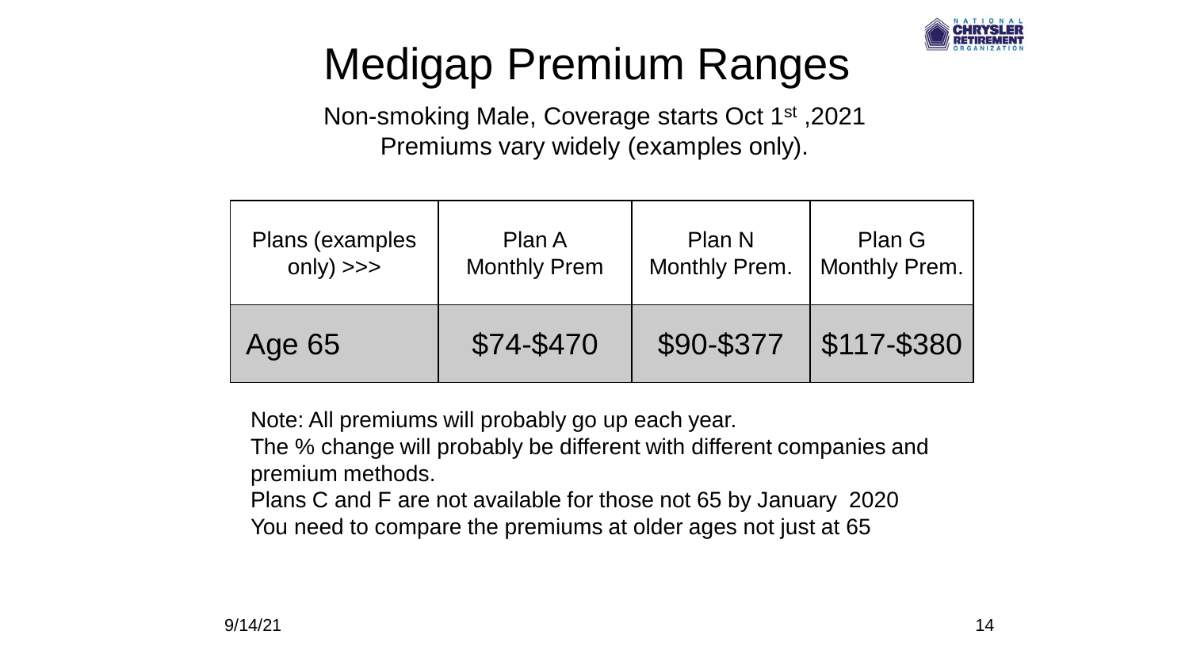# Medigap Premium Ranges

Non-smoking Male, Coverage starts Oct 1st ,2021
Premiums vary widely (examples only).

| Plans (examples only) >>> | Plan A Monthly Prem | Plan N Monthly Prem. | Plan G Monthly Prem. |
| --- | --- | --- | --- |
| Age 65 | $74-$470 | $90-$377 | $117-$380 |

Note: All premiums will probably go up each year.
The % change will probably be different with different companies and premium methods.
Plans C and F are not available for those not 65 by January 2020
You need to compare the premiums at older ages not just at 65

9/14/21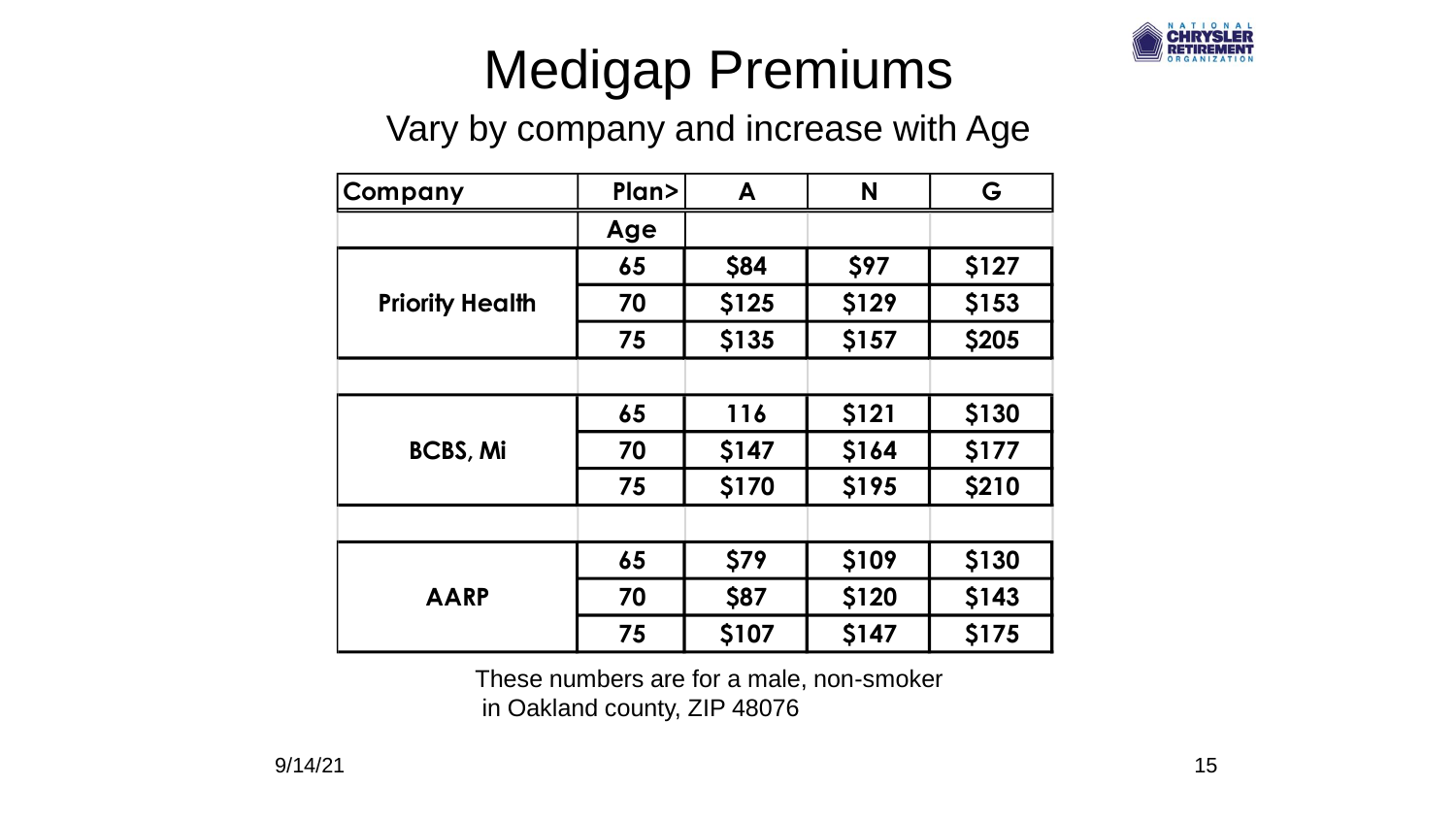# Medigap Premiums

## Vary by company and increase with Age

| Company | Plan> | A | N | G |
|---|---|---|---|---|
| | **Age** | | | |
| **Priority Health** | **65** | **$84** | **$97** | **$127** |
| | **70** | **$125** | **$129** | **$153** |
| | **75** | **$135** | **$157** | **$205** |
| | | | | |
| **BCBS, Mi** | **65** | **116** | **$121** | **$130** |
| | **70** | **$147** | **$164** | **$177** |
| | **75** | **$170** | **$195** | **$210** |
| | | | | |
| **AARP** | **65** | **$79** | **$109** | **$130** |
| | **70** | **$87** | **$120** | **$143** |
| | **75** | **$107** | **$147** | **$175** |

These numbers are for a male, non-smoker in Oakland county, ZIP 48076

9/14/21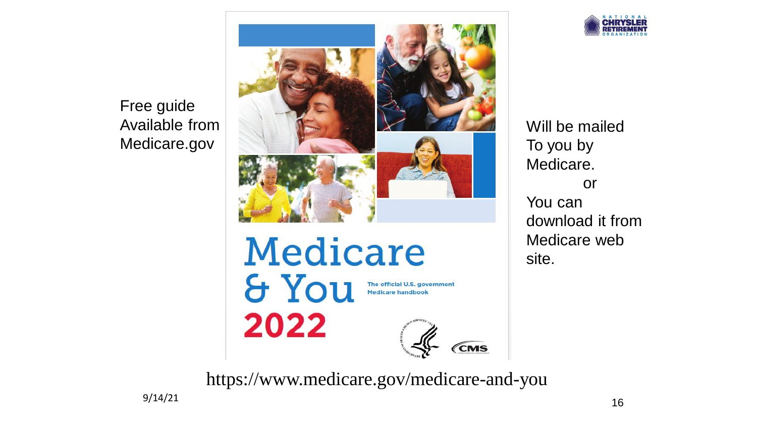Free guide
Available from
Medicare.gov

Medicare & You 2022

The official U.S. government Medicare handbook

Will be mailed
To you by
Medicare.
or
You can
download it from
Medicare web
site.

https://www.medicare.gov/medicare-and-you

9/14/21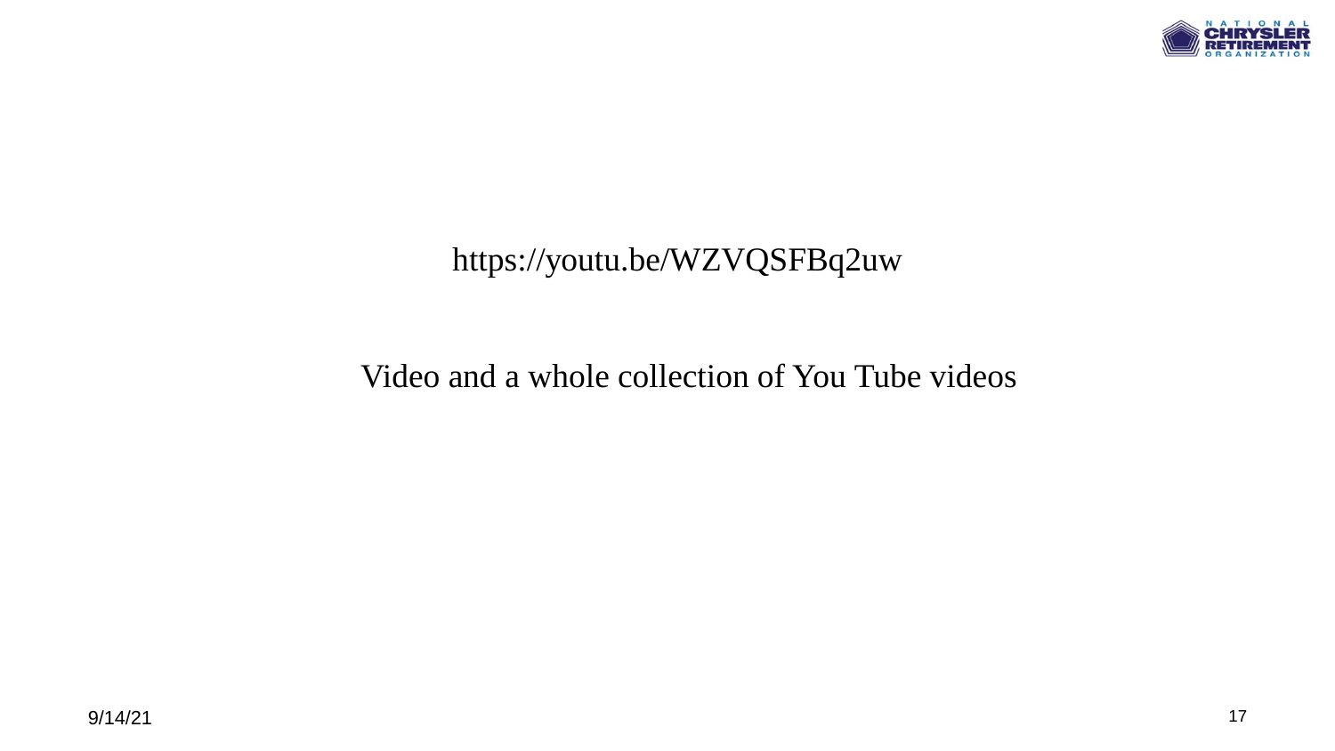https://youtu.be/WZVQSFBq2uw

Video and a whole collection of You Tube videos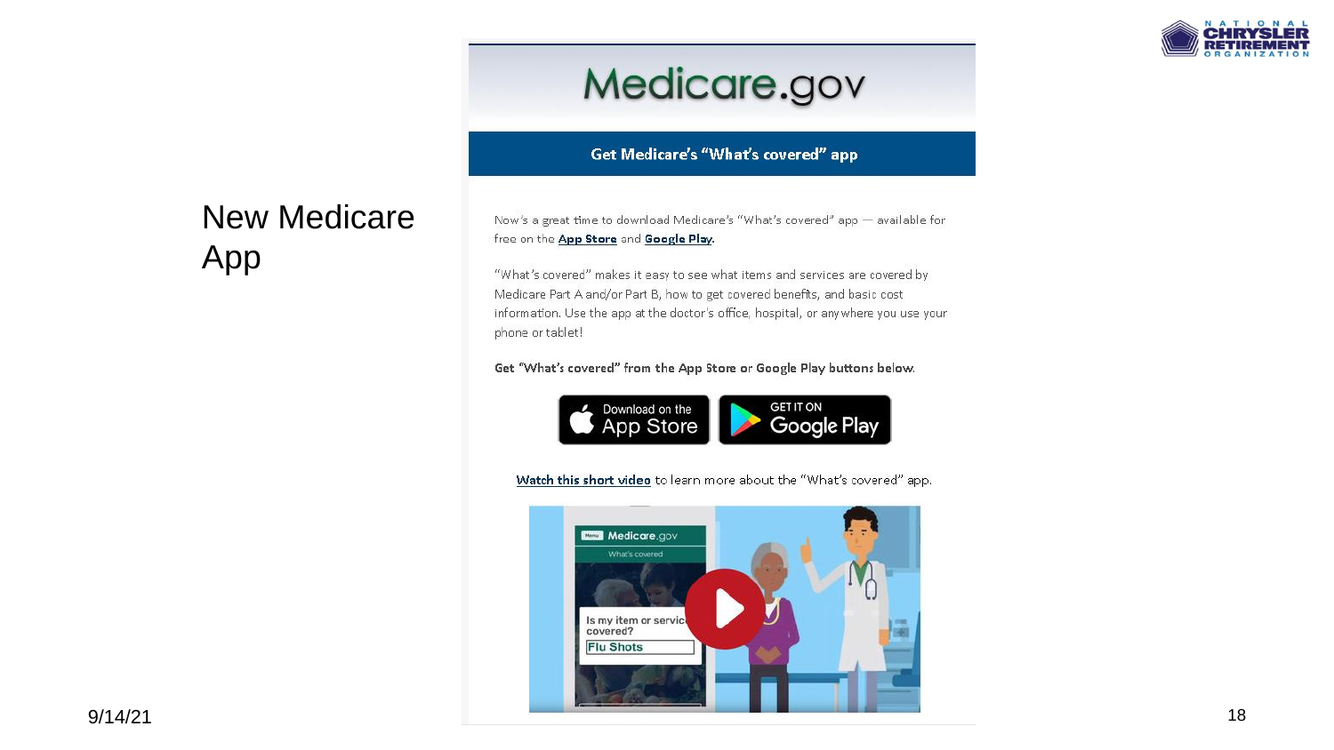# New Medicare App

## Medicare.gov

### Get Medicare's "What's covered" app

Now's a great time to download Medicare's "What's covered" app — available for free on the **App Store** and **Google Play**.

"What's covered" makes it easy to see what items and services are covered by Medicare Part A and/or Part B, how to get covered benefits, and basic cost information. Use the app at the doctor's office, hospital, or anywhere you use your phone or tablet!

Get "What's covered" from the App Store or Google Play buttons below.

Download on the App Store | GET IT ON Google Play

**Watch this short video** to learn more about the "What's covered" app.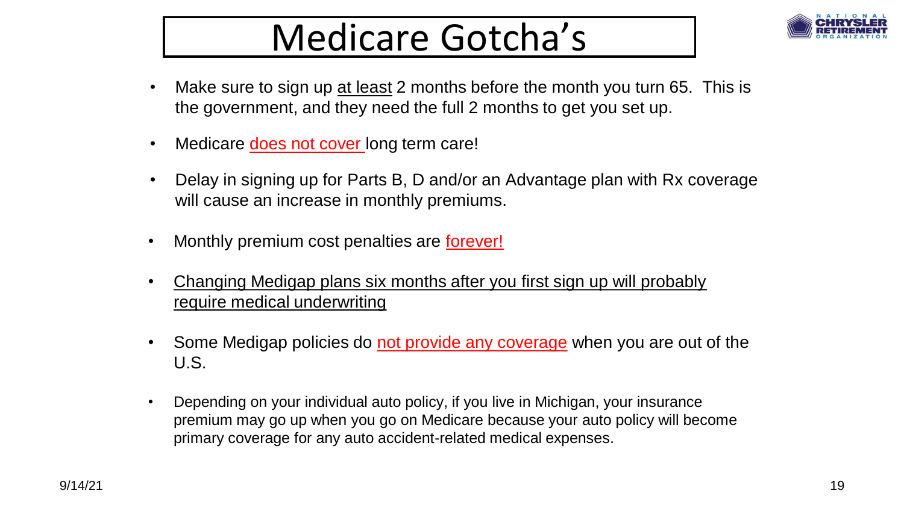# Medicare Gotcha's

- Make sure to sign up <u>at least</u> 2 months before the month you turn 65. This is the government, and they need the full 2 months to get you set up.
- Medicare <u>does not cover</u> long term care!
- Delay in signing up for Parts B, D and/or an Advantage plan with Rx coverage will cause an increase in monthly premiums.
- Monthly premium cost penalties are <u>forever!</u>
- <u>Changing Medigap plans six months after you first sign up will probably require medical underwriting</u>
- Some Medigap policies do <u>not provide any coverage</u> when you are out of the U.S.
- Depending on your individual auto policy, if you live in Michigan, your insurance premium may go up when you go on Medicare because your auto policy will become primary coverage for any auto accident-related medical expenses.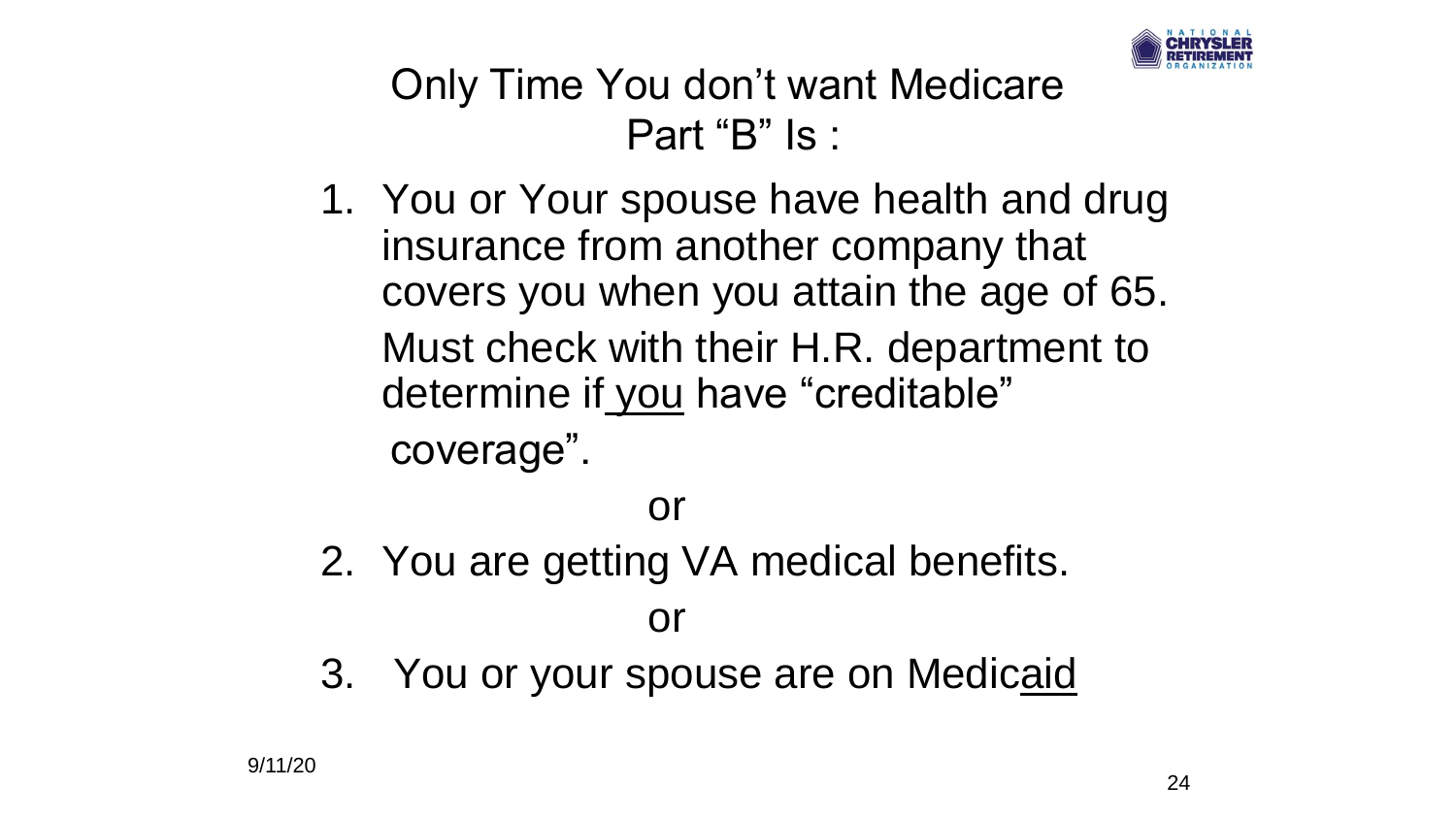# Only Time You don't want Medicare Part "B" Is :

1. You or Your spouse have health and drug insurance from another company that covers you when you attain the age of 65.

   Must check with their H.R. department to determine if <u>you</u> have "creditable" coverage".

or

2. You are getting VA medical benefits.

or

3. You or your spouse are on Medic<u>aid</u>

9/11/20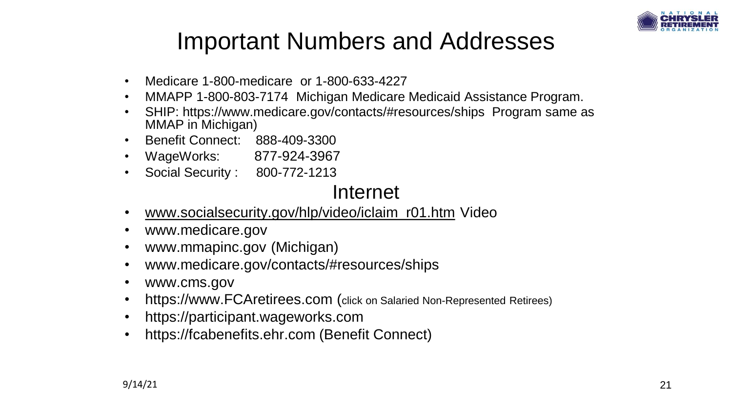# Important Numbers and Addresses

- Medicare 1-800-medicare or 1-800-633-4227
- MMAPP 1-800-803-7174 Michigan Medicare Medicaid Assistance Program.
- SHIP: https://www.medicare.gov/contacts/#resources/ships Program same as MMAP in Michigan)
- Benefit Connect: 888-409-3300
- WageWorks: 877-924-3967
- Social Security : 800-772-1213

## Internet

- www.socialsecurity.gov/hlp/video/iclaim_r01.htm Video
- www.medicare.gov
- www.mmapinc.gov (Michigan)
- www.medicare.gov/contacts/#resources/ships
- www.cms.gov
- https://www.FCAretirees.com (click on Salaried Non-Represented Retirees)
- https://participant.wageworks.com
- https://fcabenefits.ehr.com (Benefit Connect)

9/14/21